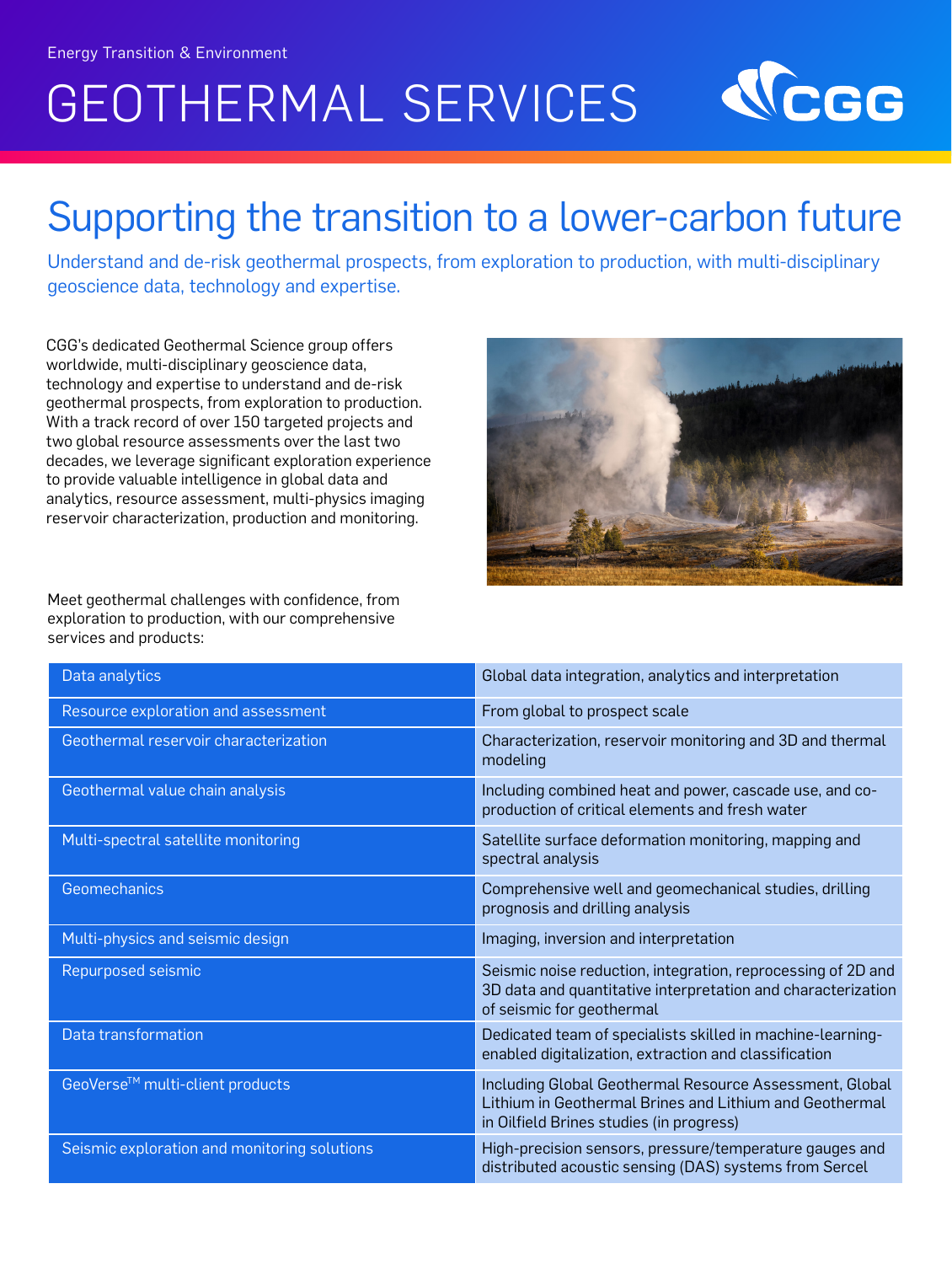Energy Transition & Environment

# GEOTHERMAL SERVICES

CGG

## Supporting the transition to a lower-carbon future

Understand and de-risk geothermal prospects, from exploration to production, with multi-disciplinary geoscience data, technology and expertise.

CGG's dedicated Geothermal Science group offers worldwide, multi-disciplinary geoscience data, technology and expertise to understand and de-risk geothermal prospects, from exploration to production. With a track record of over 150 targeted projects and two global resource assessments over the last two decades, we leverage significant exploration experience to provide valuable intelligence in global data and analytics, resource assessment, multi-physics imaging reservoir characterization, production and monitoring.

Meet geothermal challenges with confidence, from exploration to production, with our comprehensive services and products:

| Service | Description |
|---|---|
| Data analytics | Global data integration, analytics and interpretation |
| Resource exploration and assessment | From global to prospect scale |
| Geothermal reservoir characterization | Characterization, reservoir monitoring and 3D and thermal modeling |
| Geothermal value chain analysis | Including combined heat and power, cascade use, and co-production of critical elements and fresh water |
| Multi-spectral satellite monitoring | Satellite surface deformation monitoring, mapping and spectral analysis |
| Geomechanics | Comprehensive well and geomechanical studies, drilling prognosis and drilling analysis |
| Multi-physics and seismic design | Imaging, inversion and interpretation |
| Repurposed seismic | Seismic noise reduction, integration, reprocessing of 2D and 3D data and quantitative interpretation and characterization of seismic for geothermal |
| Data transformation | Dedicated team of specialists skilled in machine-learning-enabled digitalization, extraction and classification |
| GeoVerse™ multi-client products | Including Global Geothermal Resource Assessment, Global Lithium in Geothermal Brines and Lithium and Geothermal in Oilfield Brines studies (in progress) |
| Seismic exploration and monitoring solutions | High-precision sensors, pressure/temperature gauges and distributed acoustic sensing (DAS) systems from Sercel |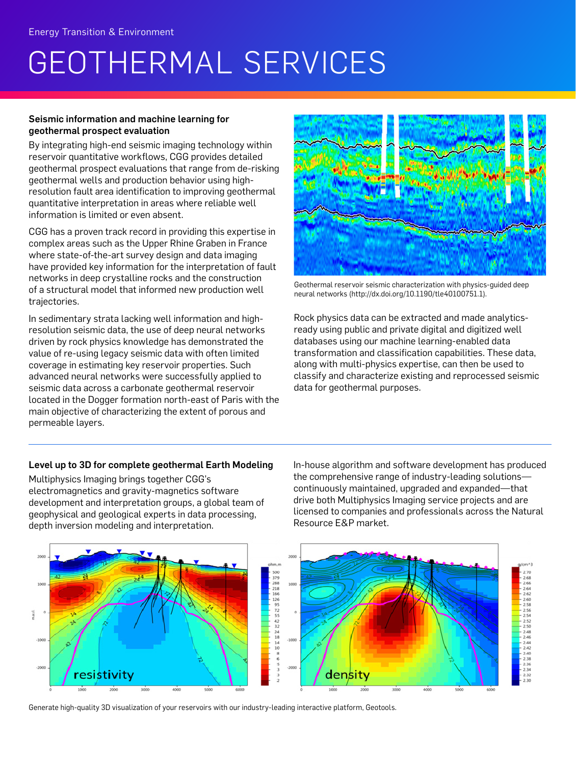Energy Transition & Environment

# GEOTHERMAL SERVICES

### Seismic information and machine learning for geothermal prospect evaluation

By integrating high-end seismic imaging technology within reservoir quantitative workflows, CGG provides detailed geothermal prospect evaluations that range from de-risking geothermal wells and production behavior using high-resolution fault area identification to improving geothermal quantitative interpretation in areas where reliable well information is limited or even absent.

CGG has a proven track record in providing this expertise in complex areas such as the Upper Rhine Graben in France where state-of-the-art survey design and data imaging have provided key information for the interpretation of fault networks in deep crystalline rocks and the construction of a structural model that informed new production well trajectories.

In sedimentary strata lacking well information and high-resolution seismic data, the use of deep neural networks driven by rock physics knowledge has demonstrated the value of re-using legacy seismic data with often limited coverage in estimating key reservoir properties. Such advanced neural networks were successfully applied to seismic data across a carbonate geothermal reservoir located in the Dogger formation north-east of Paris with the main objective of characterizing the extent of porous and permeable layers.

Geothermal reservoir seismic characterization with physics-guided deep neural networks (http://dx.doi.org/10.1190/tle40100751.1).

Rock physics data can be extracted and made analytics-ready using public and private digital and digitized well databases using our machine learning-enabled data transformation and classification capabilities. These data, along with multi-physics expertise, can then be used to classify and characterize existing and reprocessed seismic data for geothermal purposes.

### Level up to 3D for complete geothermal Earth Modeling

Multiphysics Imaging brings together CGG's electromagnetics and gravity-magnetics software development and interpretation groups, a global team of geophysical and geological experts in data processing, depth inversion modeling and interpretation.

In-house algorithm and software development has produced the comprehensive range of industry-leading solutions—continuously maintained, upgraded and expanded—that drive both Multiphysics Imaging service projects and are licensed to companies and professionals across the Natural Resource E&P market.

Generate high-quality 3D visualization of your reservoirs with our industry-leading interactive platform, Geotools.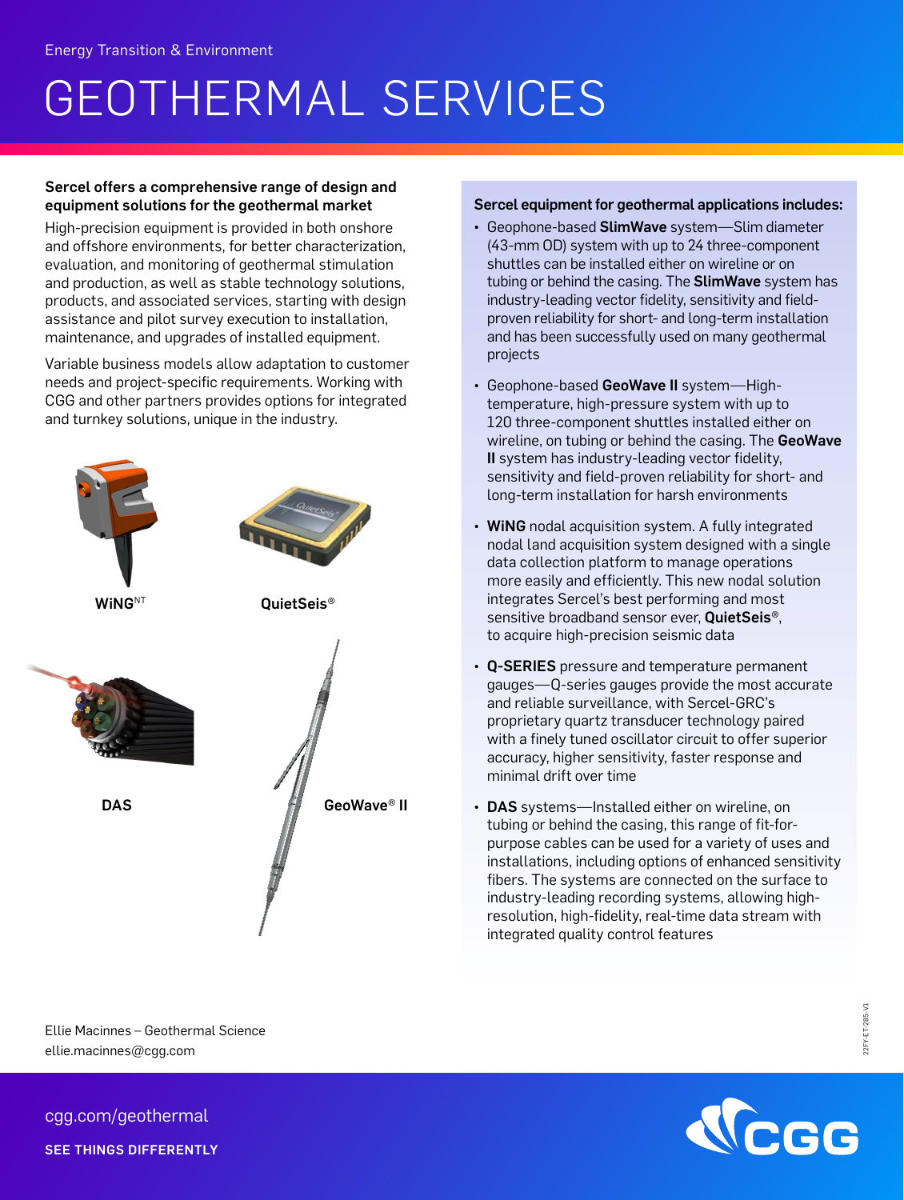Energy Transition & Environment

# GEOTHERMAL SERVICES

**Sercel offers a comprehensive range of design and equipment solutions for the geothermal market**

High-precision equipment is provided in both onshore and offshore environments, for better characterization, evaluation, and monitoring of geothermal stimulation and production, as well as stable technology solutions, products, and associated services, starting with design assistance and pilot survey execution to installation, maintenance, and upgrades of installed equipment.

Variable business models allow adaptation to customer needs and project-specific requirements. Working with CGG and other partners provides options for integrated and turnkey solutions, unique in the industry.

WiNG[NT]

QuietSeis®

DAS

GeoWave® II

**Sercel equipment for geothermal applications includes:**

- Geophone-based **SlimWave** system—Slim diameter (43-mm OD) system with up to 24 three-component shuttles can be installed either on wireline or on tubing or behind the casing. The **SlimWave** system has industry-leading vector fidelity, sensitivity and field-proven reliability for short- and long-term installation and has been successfully used on many geothermal projects
- Geophone-based **GeoWave II** system—High-temperature, high-pressure system with up to 120 three-component shuttles installed either on wireline, on tubing or behind the casing. The **GeoWave II** system has industry-leading vector fidelity, sensitivity and field-proven reliability for short- and long-term installation for harsh environments
- **WiNG** nodal acquisition system. A fully integrated nodal land acquisition system designed with a single data collection platform to manage operations more easily and efficiently. This new nodal solution integrates Sercel's best performing and most sensitive broadband sensor ever, **QuietSeis**®, to acquire high-precision seismic data
- **Q-SERIES** pressure and temperature permanent gauges—Q-series gauges provide the most accurate and reliable surveillance, with Sercel-GRC's proprietary quartz transducer technology paired with a finely tuned oscillator circuit to offer superior accuracy, higher sensitivity, faster response and minimal drift over time
- **DAS** systems—Installed either on wireline, on tubing or behind the casing, this range of fit-for-purpose cables can be used for a variety of uses and installations, including options of enhanced sensitivity fibers. The systems are connected on the surface to industry-leading recording systems, allowing high-resolution, high-fidelity, real-time data stream with integrated quality control features

Ellie Macinnes – Geothermal Science
ellie.macinnes@cgg.com

22FY-ET-285-V1

cgg.com/geothermal

SEE THINGS DIFFERENTLY